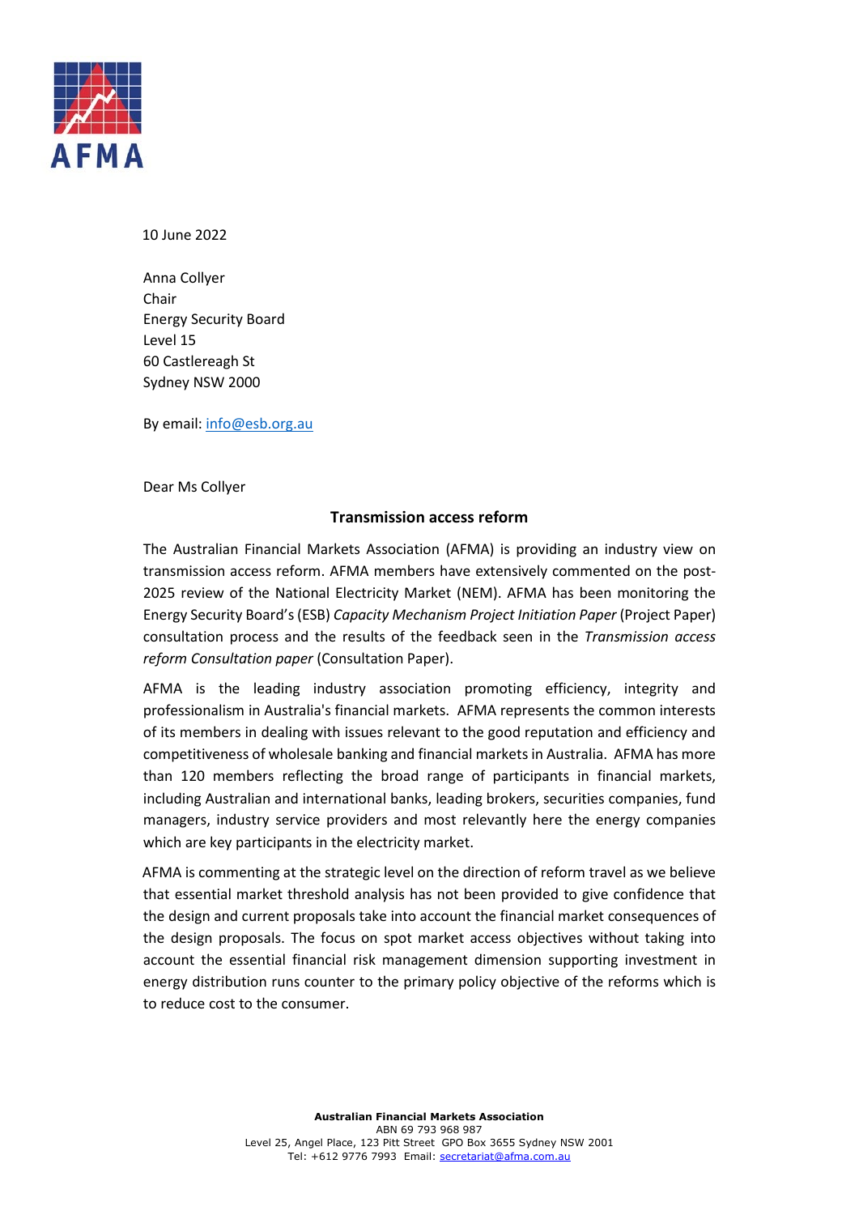10 June 2022

Anna Collyer  
Chair  
Energy Security Board  
Level 15  
60 Castlereagh St  
Sydney NSW 2000

By email: info@esb.org.au

Dear Ms Collyer

**Transmission access reform**

The Australian Financial Markets Association (AFMA) is providing an industry view on transmission access reform. AFMA members have extensively commented on the post-2025 review of the National Electricity Market (NEM). AFMA has been monitoring the Energy Security Board's (ESB) *Capacity Mechanism Project Initiation Paper* (Project Paper) consultation process and the results of the feedback seen in the *Transmission access reform Consultation paper* (Consultation Paper).

AFMA is the leading industry association promoting efficiency, integrity and professionalism in Australia's financial markets. AFMA represents the common interests of its members in dealing with issues relevant to the good reputation and efficiency and competitiveness of wholesale banking and financial markets in Australia. AFMA has more than 120 members reflecting the broad range of participants in financial markets, including Australian and international banks, leading brokers, securities companies, fund managers, industry service providers and most relevantly here the energy companies which are key participants in the electricity market.

AFMA is commenting at the strategic level on the direction of reform travel as we believe that essential market threshold analysis has not been provided to give confidence that the design and current proposals take into account the financial market consequences of the design proposals. The focus on spot market access objectives without taking into account the essential financial risk management dimension supporting investment in energy distribution runs counter to the primary policy objective of the reforms which is to reduce cost to the consumer.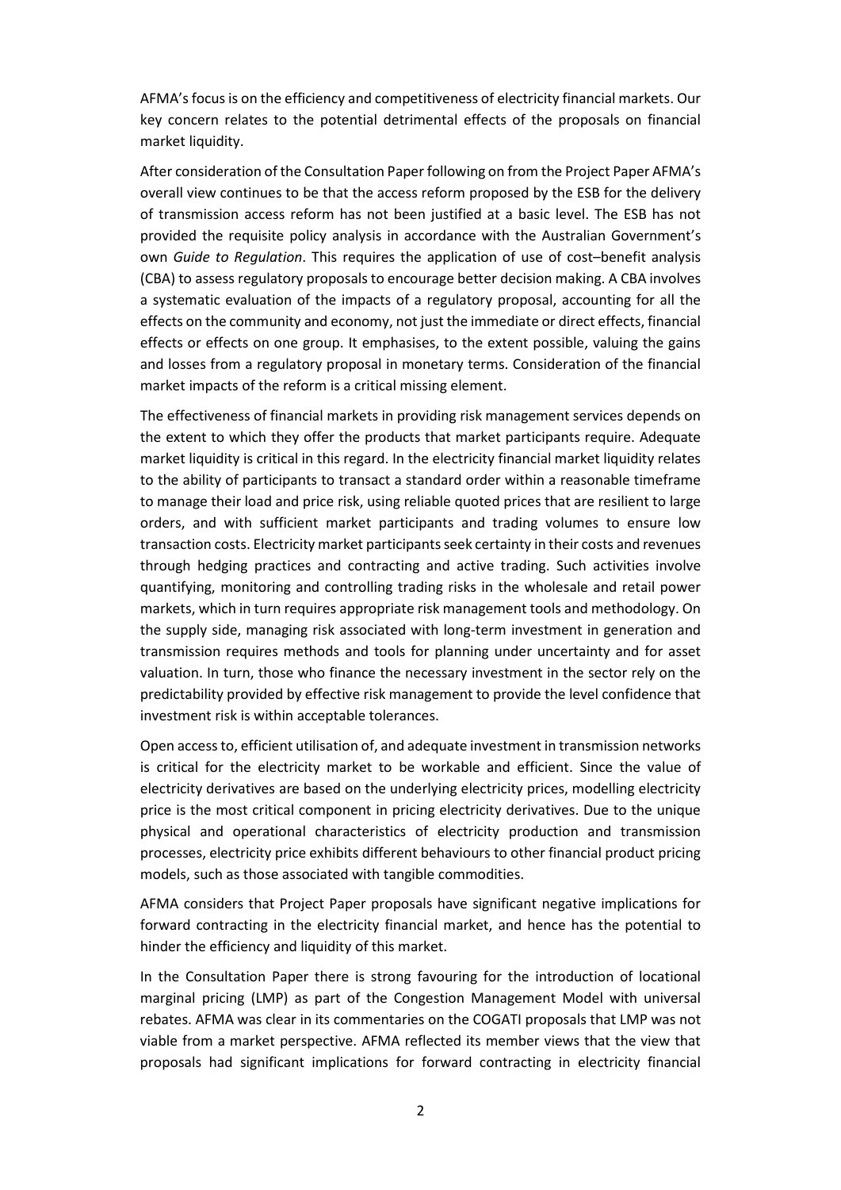AFMA's focus is on the efficiency and competitiveness of electricity financial markets. Our key concern relates to the potential detrimental effects of the proposals on financial market liquidity.

After consideration of the Consultation Paper following on from the Project Paper AFMA's overall view continues to be that the access reform proposed by the ESB for the delivery of transmission access reform has not been justified at a basic level. The ESB has not provided the requisite policy analysis in accordance with the Australian Government's own *Guide to Regulation*. This requires the application of use of cost–benefit analysis (CBA) to assess regulatory proposals to encourage better decision making. A CBA involves a systematic evaluation of the impacts of a regulatory proposal, accounting for all the effects on the community and economy, not just the immediate or direct effects, financial effects or effects on one group. It emphasises, to the extent possible, valuing the gains and losses from a regulatory proposal in monetary terms. Consideration of the financial market impacts of the reform is a critical missing element.

The effectiveness of financial markets in providing risk management services depends on the extent to which they offer the products that market participants require. Adequate market liquidity is critical in this regard. In the electricity financial market liquidity relates to the ability of participants to transact a standard order within a reasonable timeframe to manage their load and price risk, using reliable quoted prices that are resilient to large orders, and with sufficient market participants and trading volumes to ensure low transaction costs. Electricity market participants seek certainty in their costs and revenues through hedging practices and contracting and active trading. Such activities involve quantifying, monitoring and controlling trading risks in the wholesale and retail power markets, which in turn requires appropriate risk management tools and methodology. On the supply side, managing risk associated with long-term investment in generation and transmission requires methods and tools for planning under uncertainty and for asset valuation. In turn, those who finance the necessary investment in the sector rely on the predictability provided by effective risk management to provide the level confidence that investment risk is within acceptable tolerances.

Open access to, efficient utilisation of, and adequate investment in transmission networks is critical for the electricity market to be workable and efficient. Since the value of electricity derivatives are based on the underlying electricity prices, modelling electricity price is the most critical component in pricing electricity derivatives. Due to the unique physical and operational characteristics of electricity production and transmission processes, electricity price exhibits different behaviours to other financial product pricing models, such as those associated with tangible commodities.

AFMA considers that Project Paper proposals have significant negative implications for forward contracting in the electricity financial market, and hence has the potential to hinder the efficiency and liquidity of this market.

In the Consultation Paper there is strong favouring for the introduction of locational marginal pricing (LMP) as part of the Congestion Management Model with universal rebates. AFMA was clear in its commentaries on the COGATI proposals that LMP was not viable from a market perspective. AFMA reflected its member views that the view that proposals had significant implications for forward contracting in electricity financial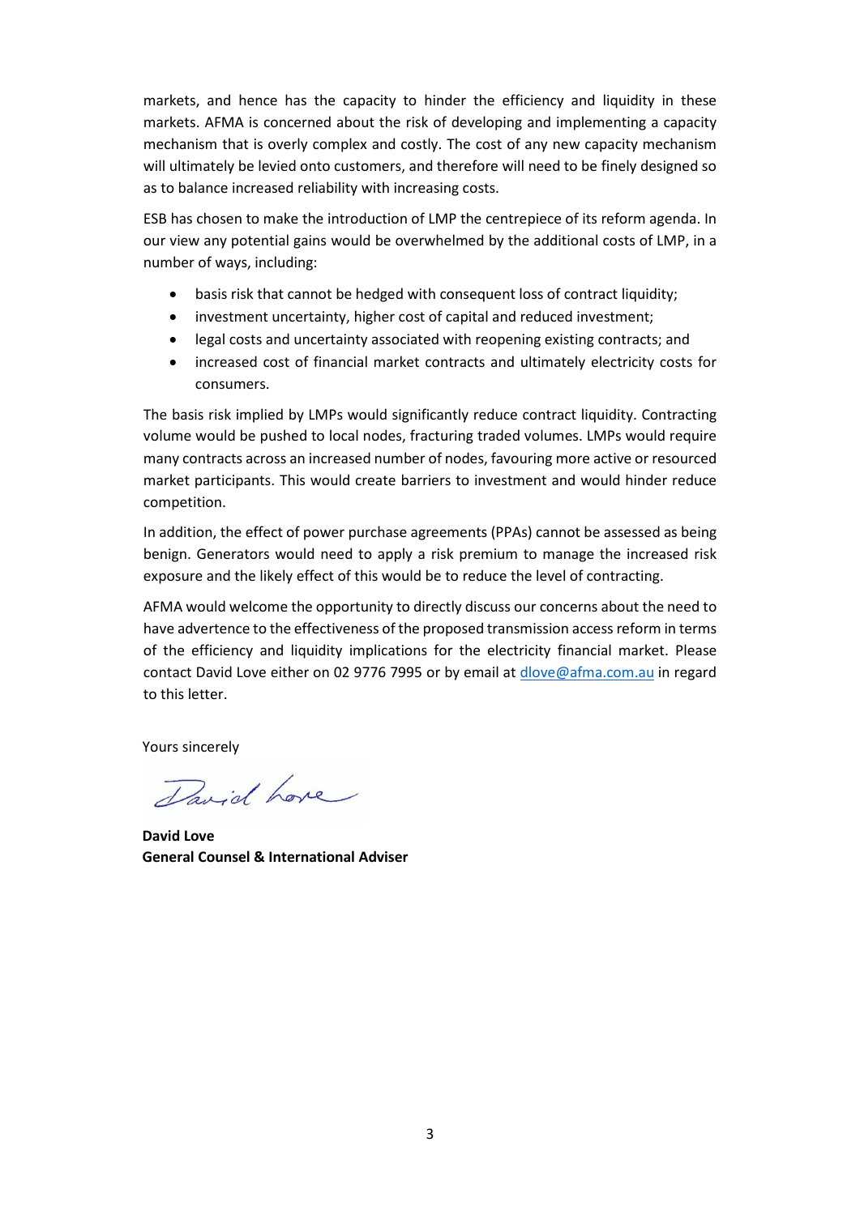markets, and hence has the capacity to hinder the efficiency and liquidity in these markets. AFMA is concerned about the risk of developing and implementing a capacity mechanism that is overly complex and costly. The cost of any new capacity mechanism will ultimately be levied onto customers, and therefore will need to be finely designed so as to balance increased reliability with increasing costs.

ESB has chosen to make the introduction of LMP the centrepiece of its reform agenda. In our view any potential gains would be overwhelmed by the additional costs of LMP, in a number of ways, including:

- basis risk that cannot be hedged with consequent loss of contract liquidity;
- investment uncertainty, higher cost of capital and reduced investment;
- legal costs and uncertainty associated with reopening existing contracts; and
- increased cost of financial market contracts and ultimately electricity costs for consumers.

The basis risk implied by LMPs would significantly reduce contract liquidity. Contracting volume would be pushed to local nodes, fracturing traded volumes. LMPs would require many contracts across an increased number of nodes, favouring more active or resourced market participants. This would create barriers to investment and would hinder reduce competition.

In addition, the effect of power purchase agreements (PPAs) cannot be assessed as being benign. Generators would need to apply a risk premium to manage the increased risk exposure and the likely effect of this would be to reduce the level of contracting.

AFMA would welcome the opportunity to directly discuss our concerns about the need to have advertence to the effectiveness of the proposed transmission access reform in terms of the efficiency and liquidity implications for the electricity financial market. Please contact David Love either on 02 9776 7995 or by email at dlove@afma.com.au in regard to this letter.

Yours sincerely

David Love

**David Love**
**General Counsel & International Adviser**